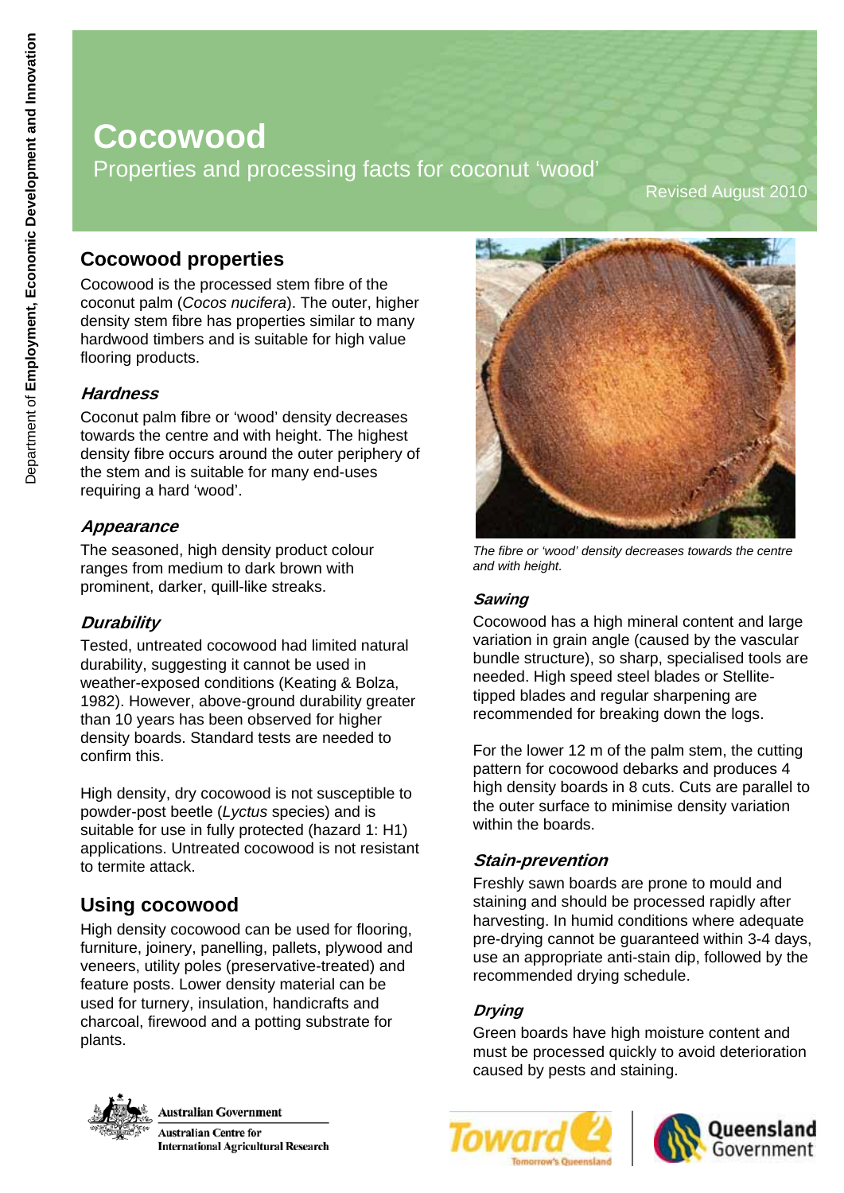# Cocowood

Properties and processing facts for coconut 'wood'

Revised August 2010

## Cocowood properties

Cocowood is the processed stem fibre of the coconut palm (*Cocos nucifera*). The outer, higher density stem fibre has properties similar to many hardwood timbers and is suitable for high value flooring products.

### *Hardness*

Coconut palm fibre or 'wood' density decreases towards the centre and with height. The highest density fibre occurs around the outer periphery of the stem and is suitable for many end-uses requiring a hard 'wood'.

### *Appearance*

The seasoned, high density product colour ranges from medium to dark brown with prominent, darker, quill-like streaks.

### *Durability*

Tested, untreated cocowood had limited natural durability, suggesting it cannot be used in weather-exposed conditions (Keating & Bolza, 1982). However, above-ground durability greater than 10 years has been observed for higher density boards. Standard tests are needed to confirm this.

High density, dry cocowood is not susceptible to powder-post beetle (*Lyctus* species) and is suitable for use in fully protected (hazard 1: H1) applications. Untreated cocowood is not resistant to termite attack.

## Using cocowood

High density cocowood can be used for flooring, furniture, joinery, panelling, pallets, plywood and veneers, utility poles (preservative-treated) and feature posts. Lower density material can be used for turnery, insulation, handicrafts and charcoal, firewood and a potting substrate for plants.

*The fibre or 'wood' density decreases towards the centre and with height.*

### *Sawing*

Cocowood has a high mineral content and large variation in grain angle (caused by the vascular bundle structure), so sharp, specialised tools are needed. High speed steel blades or Stellite-tipped blades and regular sharpening are recommended for breaking down the logs.

For the lower 12 m of the palm stem, the cutting pattern for cocowood debarks and produces 4 high density boards in 8 cuts. Cuts are parallel to the outer surface to minimise density variation within the boards.

### *Stain-prevention*

Freshly sawn boards are prone to mould and staining and should be processed rapidly after harvesting. In humid conditions where adequate pre-drying cannot be guaranteed within 3-4 days, use an appropriate anti-stain dip, followed by the recommended drying schedule.

### *Drying*

Green boards have high moisture content and must be processed quickly to avoid deterioration caused by pests and staining.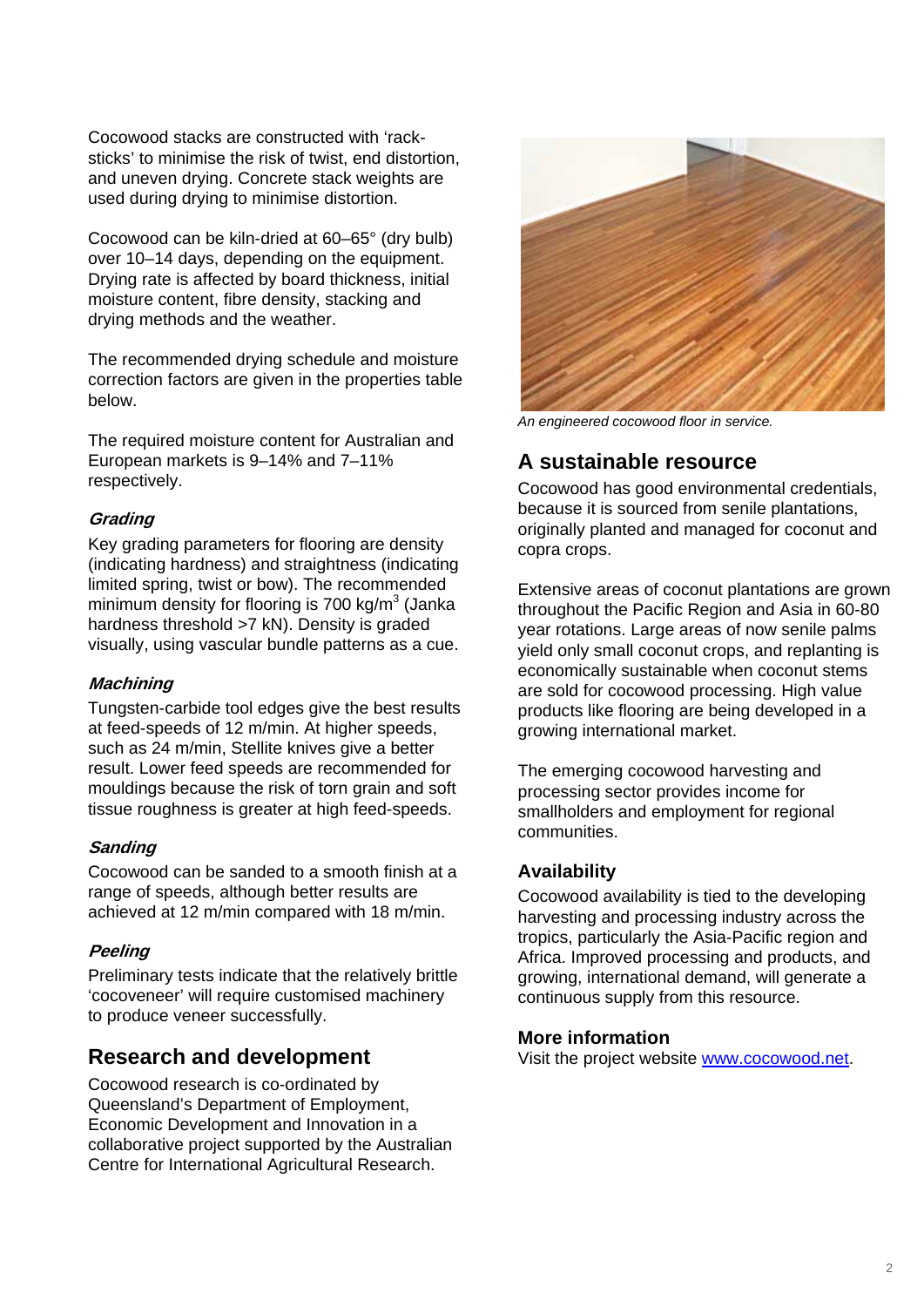Cocowood stacks are constructed with 'rack-sticks' to minimise the risk of twist, end distortion, and uneven drying. Concrete stack weights are used during drying to minimise distortion.

Cocowood can be kiln-dried at 60–65° (dry bulb) over 10–14 days, depending on the equipment. Drying rate is affected by board thickness, initial moisture content, fibre density, stacking and drying methods and the weather.

The recommended drying schedule and moisture correction factors are given in the properties table below.

The required moisture content for Australian and European markets is 9–14% and 7–11% respectively.

### *Grading*

Key grading parameters for flooring are density (indicating hardness) and straightness (indicating limited spring, twist or bow). The recommended minimum density for flooring is 700 kg/m$^3$ (Janka hardness threshold >7 kN). Density is graded visually, using vascular bundle patterns as a cue.

### *Machining*

Tungsten-carbide tool edges give the best results at feed-speeds of 12 m/min. At higher speeds, such as 24 m/min, Stellite knives give a better result. Lower feed speeds are recommended for mouldings because the risk of torn grain and soft tissue roughness is greater at high feed-speeds.

### *Sanding*

Cocowood can be sanded to a smooth finish at a range of speeds, although better results are achieved at 12 m/min compared with 18 m/min.

### *Peeling*

Preliminary tests indicate that the relatively brittle 'cocoveneer' will require customised machinery to produce veneer successfully.

## Research and development

Cocowood research is co-ordinated by Queensland's Department of Employment, Economic Development and Innovation in a collaborative project supported by the Australian Centre for International Agricultural Research.

*An engineered cocowood floor in service.*

## A sustainable resource

Cocowood has good environmental credentials, because it is sourced from senile plantations, originally planted and managed for coconut and copra crops.

Extensive areas of coconut plantations are grown throughout the Pacific Region and Asia in 60-80 year rotations. Large areas of now senile palms yield only small coconut crops, and replanting is economically sustainable when coconut stems are sold for cocowood processing. High value products like flooring are being developed in a growing international market.

The emerging cocowood harvesting and processing sector provides income for smallholders and employment for regional communities.

### Availability

Cocowood availability is tied to the developing harvesting and processing industry across the tropics, particularly the Asia-Pacific region and Africa. Improved processing and products, and growing, international demand, will generate a continuous supply from this resource.

### More information

Visit the project website [www.cocowood.net](http://www.cocowood.net).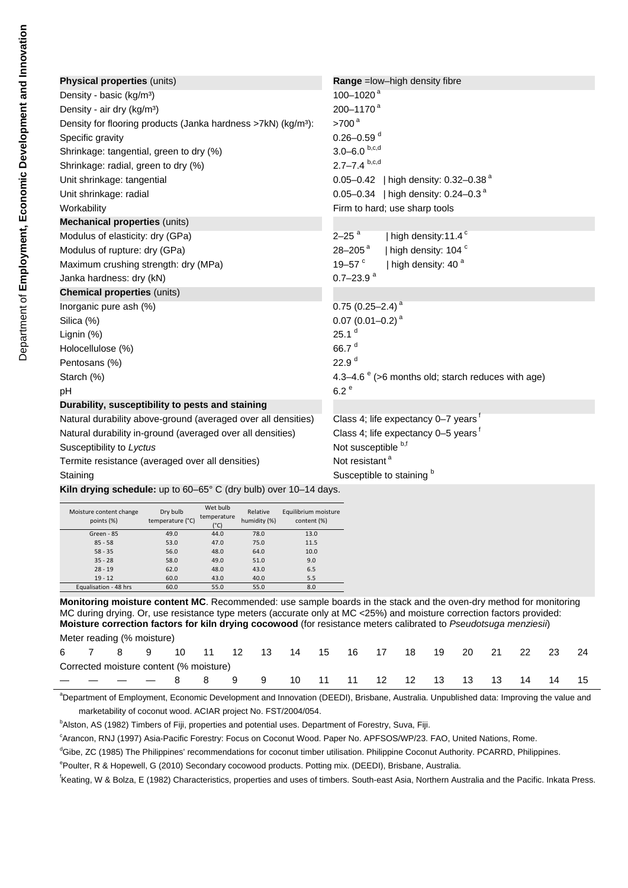| **Physical properties** (units) | **Range** =low–high density fibre |
| --- | --- |
| Density - basic (kg/m³) | 100–1020 [a] |
| Density - air dry (kg/m³) | 200–1170 [a] |
| Density for flooring products (Janka hardness >7kN) (kg/m³): | >700 [a] |
| Specific gravity | 0.26–0.59 [d] |
| Shrinkage: tangential, green to dry (%) | 3.0–6.0 [b,c,d] |
| Shrinkage: radial, green to dry (%) | 2.7–7.4 [b,c,d] |
| Unit shrinkage: tangential | 0.05–0.42 \| high density: 0.32–0.38 [a] |
| Unit shrinkage: radial | 0.05–0.34 \| high density: 0.24–0.3 [a] |
| Workability | Firm to hard; use sharp tools |
| **Mechanical properties** (units) | |
| Modulus of elasticity: dry (GPa) | 2–25 [a] \| high density:11.4 [c] |
| Modulus of rupture: dry (GPa) | 28–205 [a] \| high density: 104 [c] |
| Maximum crushing strength: dry (MPa) | 19–57 [c] \| high density: 40 [a] |
| Janka hardness: dry (kN) | 0.7–23.9 [a] |
| **Chemical properties** (units) | |
| Inorganic pure ash (%) | 0.75 (0.25–2.4) [a] |
| Silica (%) | 0.07 (0.01–0.2) [a] |
| Lignin (%) | 25.1 [d] |
| Holocellulose (%) | 66.7 [d] |
| Pentosans (%) | 22.9 [d] |
| Starch (%) | 4.3–4.6 [e] (>6 months old; starch reduces with age) |
| pH | 6.2 [e] |
| **Durability, susceptibility to pests and staining** | |
| Natural durability above-ground (averaged over all densities) | Class 4; life expectancy 0–7 years [f] |
| Natural durability in-ground (averaged over all densities) | Class 4; life expectancy 0–5 years [f] |
| Susceptibility to *Lyctus* | Not susceptible [b,f] |
| Termite resistance (averaged over all densities) | Not resistant [a] |
| Staining | Susceptible to staining [b] |

**Kiln drying schedule:** up to 60–65° C (dry bulb) over 10–14 days.

| Moisture content change points (%) | Dry bulb temperature (°C) | Wet bulb temperature (°C) | Relative humidity (%) | Equilibrium moisture content (%) |
| --- | --- | --- | --- | --- |
| Green - 85 | 49.0 | 44.0 | 78.0 | 13.0 |
| 85 - 58 | 53.0 | 47.0 | 75.0 | 11.5 |
| 58 - 35 | 56.0 | 48.0 | 64.0 | 10.0 |
| 35 - 28 | 58.0 | 49.0 | 51.0 | 9.0 |
| 28 - 19 | 62.0 | 48.0 | 43.0 | 6.5 |
| 19 - 12 | 60.0 | 43.0 | 40.0 | 5.5 |
| Equalisation - 48 hrs | 60.0 | 55.0 | 55.0 | 8.0 |

**Monitoring moisture content MC**. Recommended: use sample boards in the stack and the oven-dry method for monitoring MC during drying. Or, use resistance type meters (accurate only at MC <25%) and moisture correction factors provided:
**Moisture correction factors for kiln drying cocowood** (for resistance meters calibrated to *Pseudotsuga menziesii*)

| Meter reading (% moisture) | 6 | 7 | 8 | 9 | 10 | 11 | 12 | 13 | 14 | 15 | 16 | 17 | 18 | 19 | 20 | 21 | 22 | 23 | 24 |
| --- | --- | --- | --- | --- | --- | --- | --- | --- | --- | --- | --- | --- | --- | --- | --- | --- | --- | --- | --- |
| Corrected moisture content (% moisture) | — | — | — | — | 8 | 8 | 9 | 9 | 10 | 11 | 11 | 12 | 12 | 13 | 13 | 13 | 14 | 14 | 15 |

[a]Department of Employment, Economic Development and Innovation (DEEDI), Brisbane, Australia. Unpublished data: Improving the value and marketability of coconut wood. ACIAR project No. FST/2004/054.

[b]Alston, AS (1982) Timbers of Fiji, properties and potential uses. Department of Forestry, Suva, Fiji.

[c]Arancon, RNJ (1997) Asia-Pacific Forestry: Focus on Coconut Wood. Paper No. APFSOS/WP/23. FAO, United Nations, Rome.

[d]Gibe, ZC (1985) The Philippines' recommendations for coconut timber utilisation. Philippine Coconut Authority. PCARRD, Philippines.

[e]Poulter, R & Hopewell, G (2010) Secondary cocowood products. Potting mix. (DEEDI), Brisbane, Australia.

[f]Keating, W & Bolza, E (1982) Characteristics, properties and uses of timbers. South-east Asia, Northern Australia and the Pacific. Inkata Press.